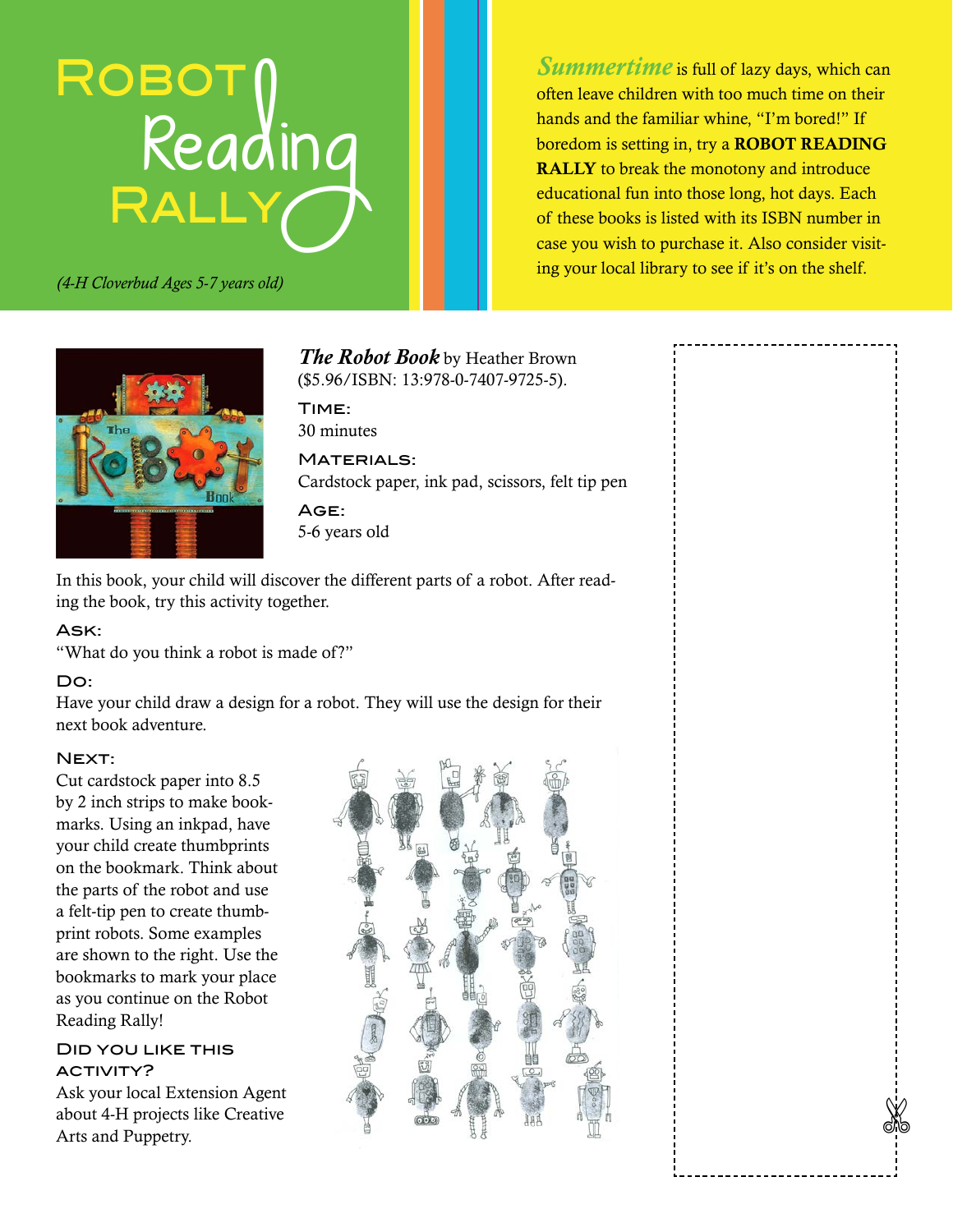# Robot Reading Rally

*(4-H Cloverbud Ages 5-7 years old)*

*Summertime* is full of lazy days, which can often leave children with too much time on their hands and the familiar whine, "I'm bored!" If boredom is setting in, try a **ROBOT READING RALLY** to break the monotony and introduce educational fun into those long, hot days. Each of these books is listed with its ISBN number in case you wish to purchase it. Also consider visiting your local library to see if it's on the shelf.

***The Robot Book*** by Heather Brown ($5.96/ISBN: 13:978-0-7407-9725-5).

**Time:**
30 minutes

**Materials:**
Cardstock paper, ink pad, scissors, felt tip pen

**Age:**
5-6 years old

In this book, your child will discover the different parts of a robot. After reading the book, try this activity together.

**Ask:**
"What do you think a robot is made of?"

**Do:**
Have your child draw a design for a robot. They will use the design for their next book adventure.

**Next:**
Cut cardstock paper into 8.5 by 2 inch strips to make bookmarks. Using an inkpad, have your child create thumbprints on the bookmark. Think about the parts of the robot and use a felt-tip pen to create thumbprint robots. Some examples are shown to the right. Use the bookmarks to mark your place as you continue on the Robot Reading Rally!

**Did you like this activity?**
Ask your local Extension Agent about 4-H projects like Creative Arts and Puppetry.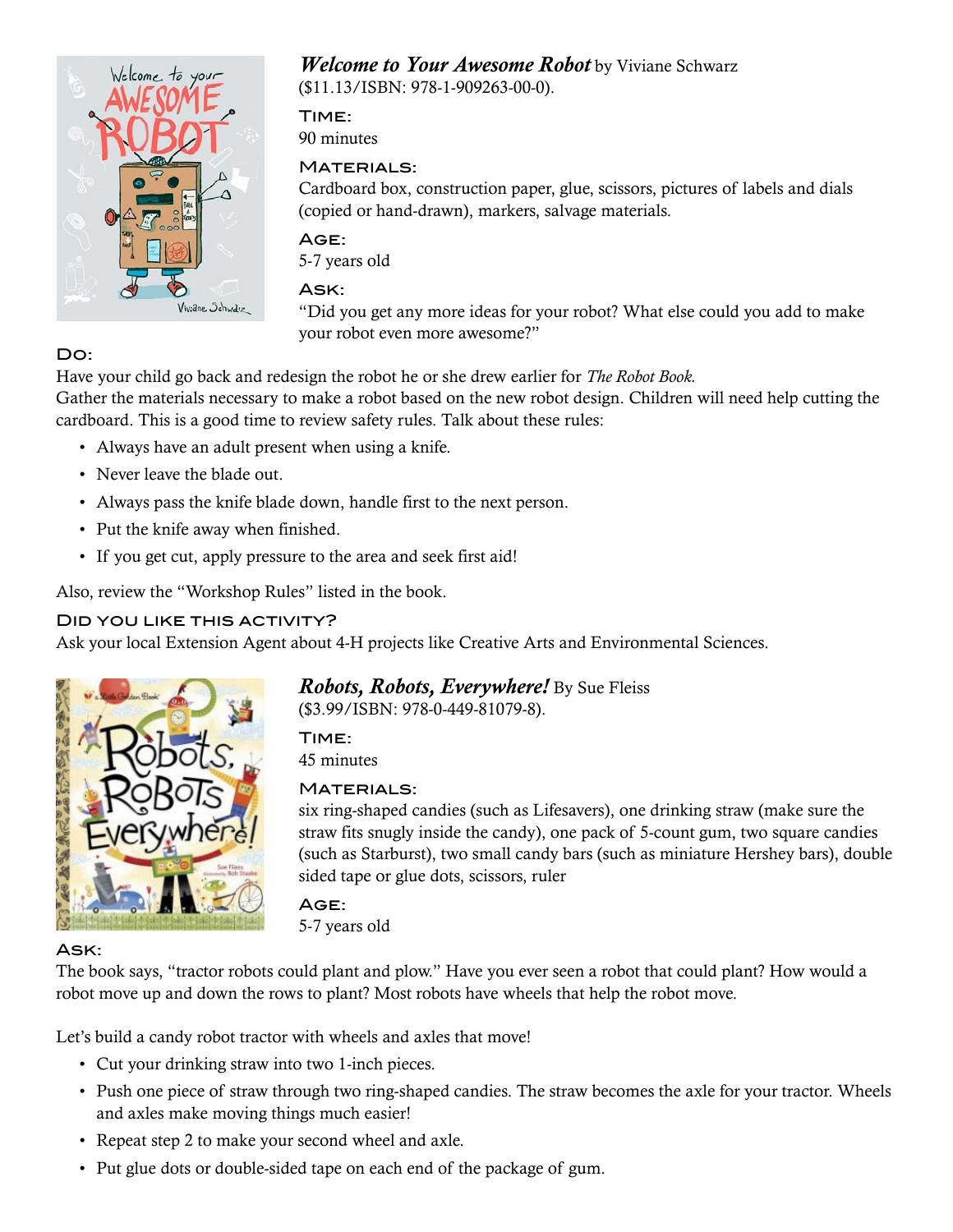***Welcome to Your Awesome Robot*** by Viviane Schwarz ($11.13/ISBN: 978-1-909263-00-0).

### Time:

90 minutes

### Materials:

Cardboard box, construction paper, glue, scissors, pictures of labels and dials (copied or hand-drawn), markers, salvage materials.

### Age:

5-7 years old

### Ask:

"Did you get any more ideas for your robot? What else could you add to make your robot even more awesome?"

### Do:

Have your child go back and redesign the robot he or she drew earlier for *The Robot Book.*
Gather the materials necessary to make a robot based on the new robot design. Children will need help cutting the cardboard. This is a good time to review safety rules. Talk about these rules:

- Always have an adult present when using a knife.
- Never leave the blade out.
- Always pass the knife blade down, handle first to the next person.
- Put the knife away when finished.
- If you get cut, apply pressure to the area and seek first aid!

Also, review the "Workshop Rules" listed in the book.

### Did you like this activity?

Ask your local Extension Agent about 4-H projects like Creative Arts and Environmental Sciences.

***Robots, Robots, Everywhere!*** By Sue Fleiss ($3.99/ISBN: 978-0-449-81079-8).

### Time:

45 minutes

### Materials:

six ring-shaped candies (such as Lifesavers), one drinking straw (make sure the straw fits snugly inside the candy), one pack of 5-count gum, two square candies (such as Starburst), two small candy bars (such as miniature Hershey bars), double sided tape or glue dots, scissors, ruler

### Age:

5-7 years old

### Ask:

The book says, "tractor robots could plant and plow." Have you ever seen a robot that could plant? How would a robot move up and down the rows to plant? Most robots have wheels that help the robot move.

Let's build a candy robot tractor with wheels and axles that move!

- Cut your drinking straw into two 1-inch pieces.
- Push one piece of straw through two ring-shaped candies. The straw becomes the axle for your tractor. Wheels and axles make moving things much easier!
- Repeat step 2 to make your second wheel and axle.
- Put glue dots or double-sided tape on each end of the package of gum.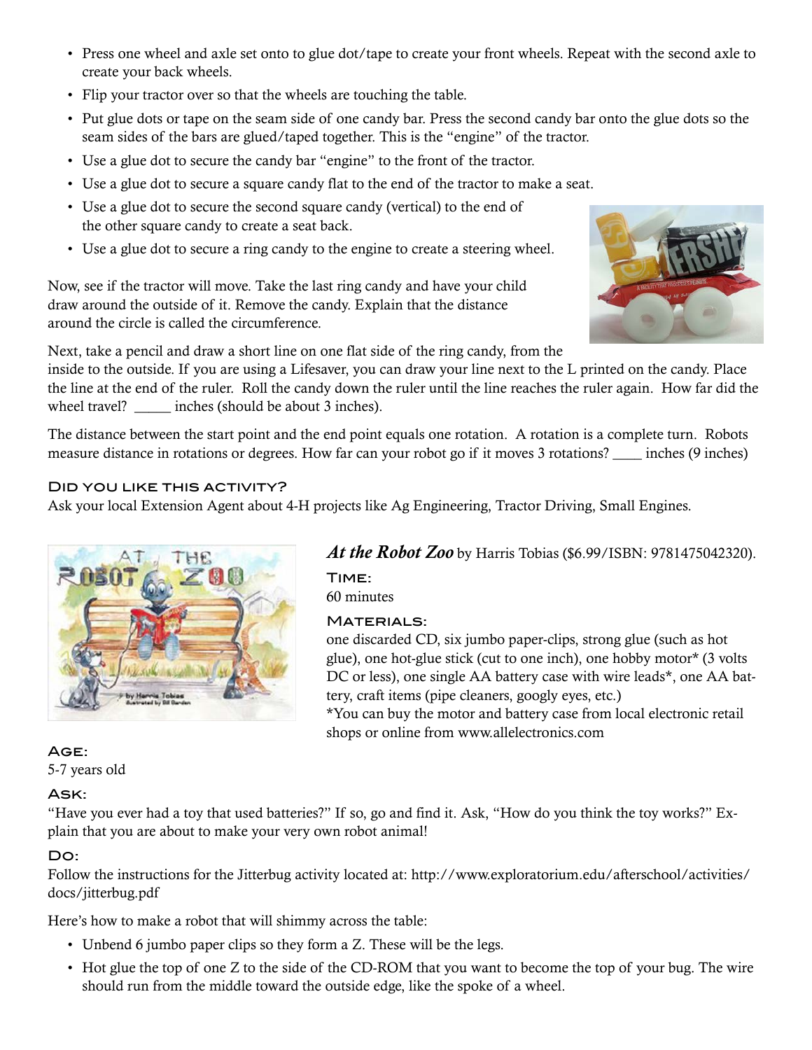- Press one wheel and axle set onto to glue dot/tape to create your front wheels. Repeat with the second axle to create your back wheels.
- Flip your tractor over so that the wheels are touching the table.
- Put glue dots or tape on the seam side of one candy bar. Press the second candy bar onto the glue dots so the seam sides of the bars are glued/taped together. This is the "engine" of the tractor.
- Use a glue dot to secure the candy bar "engine" to the front of the tractor.
- Use a glue dot to secure a square candy flat to the end of the tractor to make a seat.
- Use a glue dot to secure the second square candy (vertical) to the end of the other square candy to create a seat back.
- Use a glue dot to secure a ring candy to the engine to create a steering wheel.

Now, see if the tractor will move. Take the last ring candy and have your child draw around the outside of it. Remove the candy. Explain that the distance around the circle is called the circumference.

Next, take a pencil and draw a short line on one flat side of the ring candy, from the inside to the outside. If you are using a Lifesaver, you can draw your line next to the L printed on the candy. Place the line at the end of the ruler. Roll the candy down the ruler until the line reaches the ruler again. How far did the wheel travel? _____ inches (should be about 3 inches).

The distance between the start point and the end point equals one rotation. A rotation is a complete turn. Robots measure distance in rotations or degrees. How far can your robot go if it moves 3 rotations? ____ inches (9 inches)

### Did you like this activity?

Ask your local Extension Agent about 4-H projects like Ag Engineering, Tractor Driving, Small Engines.

***At the Robot Zoo*** by Harris Tobias ($6.99/ISBN: 9781475042320).

### Time:

60 minutes

### Materials:

one discarded CD, six jumbo paper-clips, strong glue (such as hot glue), one hot-glue stick (cut to one inch), one hobby motor* (3 volts DC or less), one single AA battery case with wire leads*, one AA battery, craft items (pipe cleaners, googly eyes, etc.)
*You can buy the motor and battery case from local electronic retail shops or online from www.allelectronics.com

### Age:

5-7 years old

### Ask:

"Have you ever had a toy that used batteries?" If so, go and find it. Ask, "How do you think the toy works?" Explain that you are about to make your very own robot animal!

### Do:

Follow the instructions for the Jitterbug activity located at: http://www.exploratorium.edu/afterschool/activities/docs/jitterbug.pdf

Here's how to make a robot that will shimmy across the table:

- Unbend 6 jumbo paper clips so they form a Z. These will be the legs.
- Hot glue the top of one Z to the side of the CD-ROM that you want to become the top of your bug. The wire should run from the middle toward the outside edge, like the spoke of a wheel.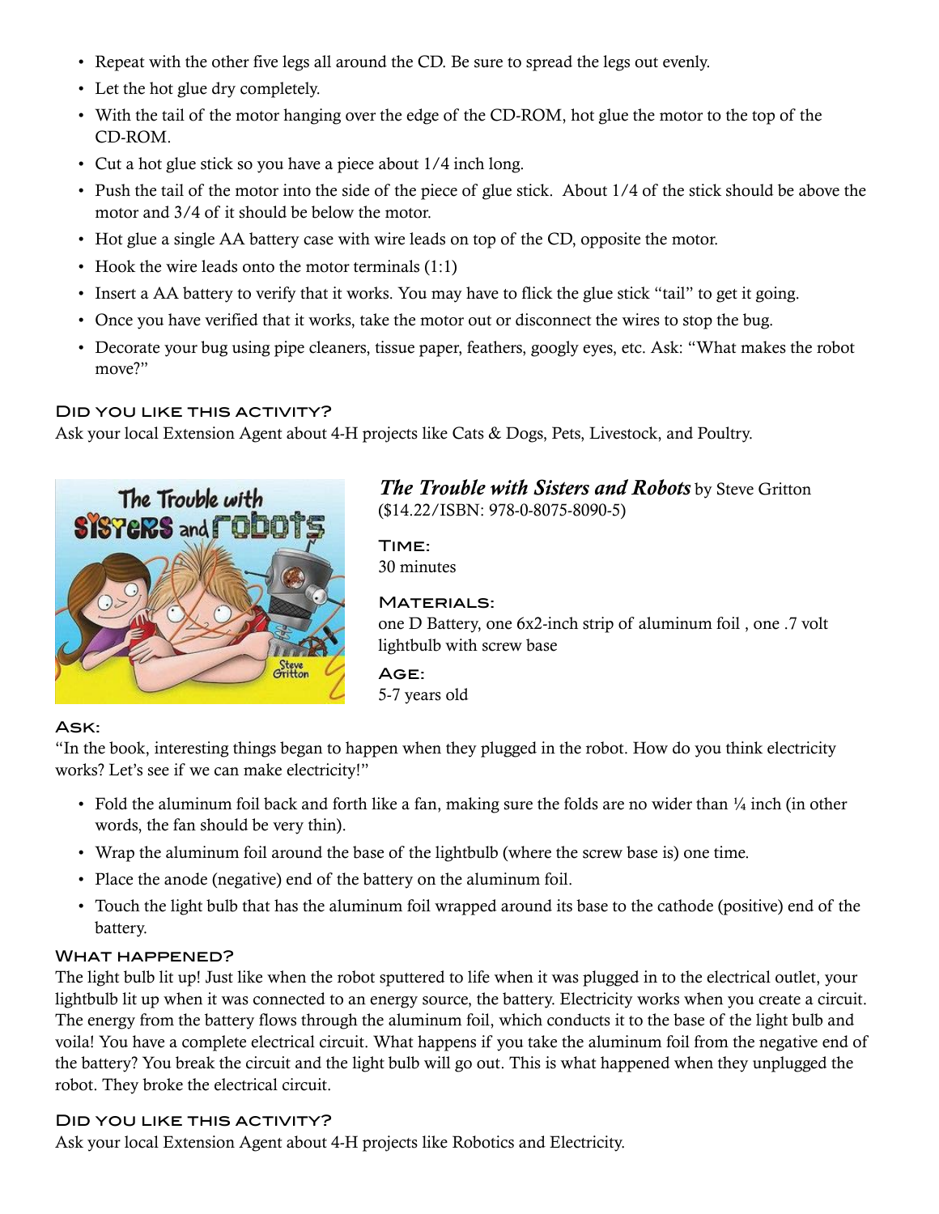- Repeat with the other five legs all around the CD. Be sure to spread the legs out evenly.
- Let the hot glue dry completely.
- With the tail of the motor hanging over the edge of the CD-ROM, hot glue the motor to the top of the CD-ROM.
- Cut a hot glue stick so you have a piece about 1/4 inch long.
- Push the tail of the motor into the side of the piece of glue stick. About 1/4 of the stick should be above the motor and 3/4 of it should be below the motor.
- Hot glue a single AA battery case with wire leads on top of the CD, opposite the motor.
- Hook the wire leads onto the motor terminals (1:1)
- Insert a AA battery to verify that it works. You may have to flick the glue stick "tail" to get it going.
- Once you have verified that it works, take the motor out or disconnect the wires to stop the bug.
- Decorate your bug using pipe cleaners, tissue paper, feathers, googly eyes, etc. Ask: "What makes the robot move?"

### Did you like this activity?

Ask your local Extension Agent about 4-H projects like Cats & Dogs, Pets, Livestock, and Poultry.

***The Trouble with Sisters and Robots*** by Steve Gritton ($14.22/ISBN: 978-0-8075-8090-5)

### Time:

30 minutes

### Materials:

one D Battery, one 6x2-inch strip of aluminum foil , one .7 volt lightbulb with screw base

### Age:

5-7 years old

### Ask:

"In the book, interesting things began to happen when they plugged in the robot. How do you think electricity works? Let's see if we can make electricity!"

- Fold the aluminum foil back and forth like a fan, making sure the folds are no wider than ¼ inch (in other words, the fan should be very thin).
- Wrap the aluminum foil around the base of the lightbulb (where the screw base is) one time.
- Place the anode (negative) end of the battery on the aluminum foil.
- Touch the light bulb that has the aluminum foil wrapped around its base to the cathode (positive) end of the battery.

### What happened?

The light bulb lit up! Just like when the robot sputtered to life when it was plugged in to the electrical outlet, your lightbulb lit up when it was connected to an energy source, the battery. Electricity works when you create a circuit. The energy from the battery flows through the aluminum foil, which conducts it to the base of the light bulb and voila! You have a complete electrical circuit. What happens if you take the aluminum foil from the negative end of the battery? You break the circuit and the light bulb will go out. This is what happened when they unplugged the robot. They broke the electrical circuit.

### Did you like this activity?

Ask your local Extension Agent about 4-H projects like Robotics and Electricity.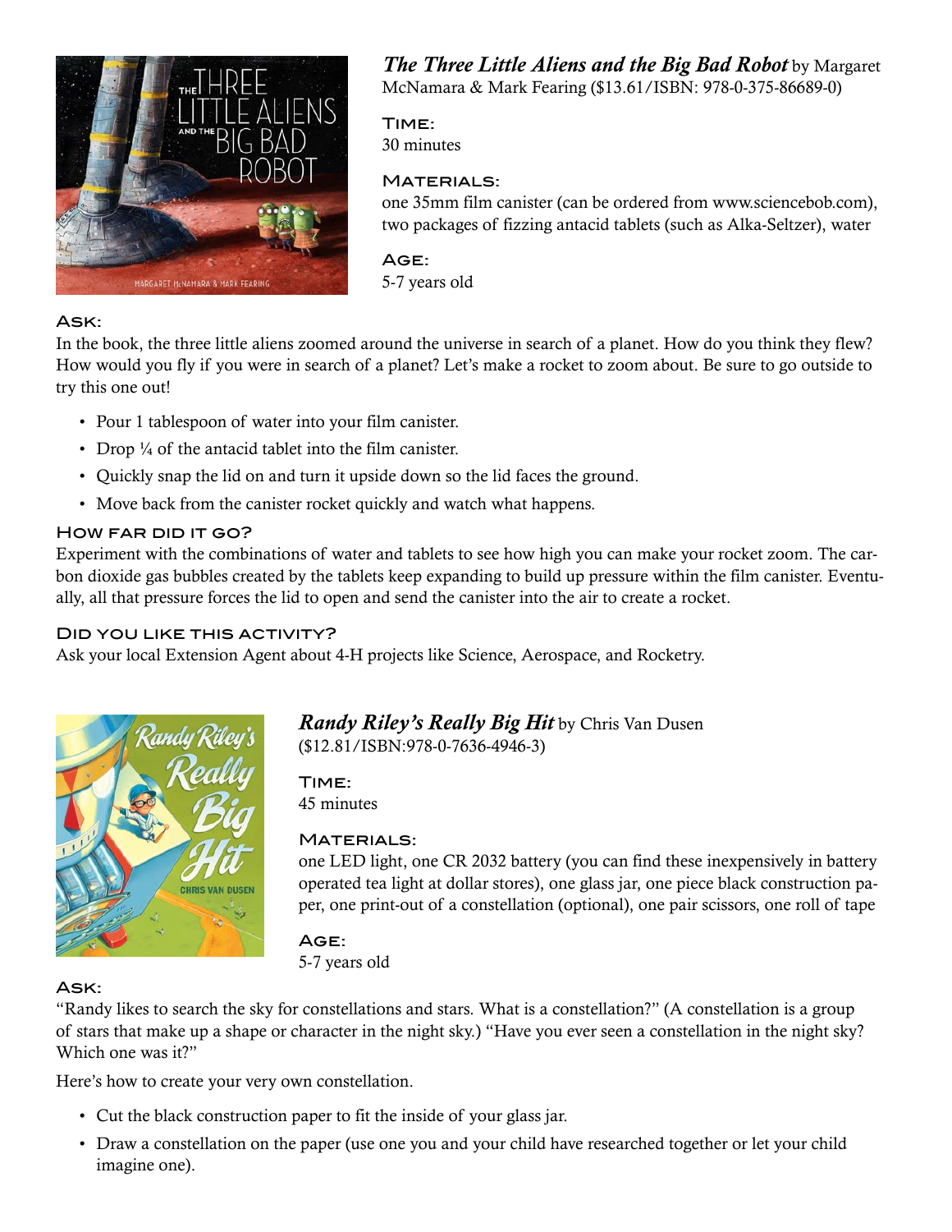## *The Three Little Aliens and the Big Bad Robot* by Margaret McNamara & Mark Fearing ($13.61/ISBN: 978-0-375-86689-0)

### Time:
30 minutes

### Materials:
one 35mm film canister (can be ordered from www.sciencebob.com), two packages of fizzing antacid tablets (such as Alka-Seltzer), water

### Age:
5-7 years old

### Ask:
In the book, the three little aliens zoomed around the universe in search of a planet. How do you think they flew? How would you fly if you were in search of a planet? Let's make a rocket to zoom about. Be sure to go outside to try this one out!

- Pour 1 tablespoon of water into your film canister.
- Drop ¼ of the antacid tablet into the film canister.
- Quickly snap the lid on and turn it upside down so the lid faces the ground.
- Move back from the canister rocket quickly and watch what happens.

### How far did it go?
Experiment with the combinations of water and tablets to see how high you can make your rocket zoom. The carbon dioxide gas bubbles created by the tablets keep expanding to build up pressure within the film canister. Eventually, all that pressure forces the lid to open and send the canister into the air to create a rocket.

### Did you like this activity?
Ask your local Extension Agent about 4-H projects like Science, Aerospace, and Rocketry.

## *Randy Riley's Really Big Hit* by Chris Van Dusen ($12.81/ISBN:978-0-7636-4946-3)

### Time:
45 minutes

### Materials:
one LED light, one CR 2032 battery (you can find these inexpensively in battery operated tea light at dollar stores), one glass jar, one piece black construction paper, one print-out of a constellation (optional), one pair scissors, one roll of tape

### Age:
5-7 years old

### Ask:
"Randy likes to search the sky for constellations and stars. What is a constellation?" (A constellation is a group of stars that make up a shape or character in the night sky.) "Have you ever seen a constellation in the night sky? Which one was it?"

Here's how to create your very own constellation.

- Cut the black construction paper to fit the inside of your glass jar.
- Draw a constellation on the paper (use one you and your child have researched together or let your child imagine one).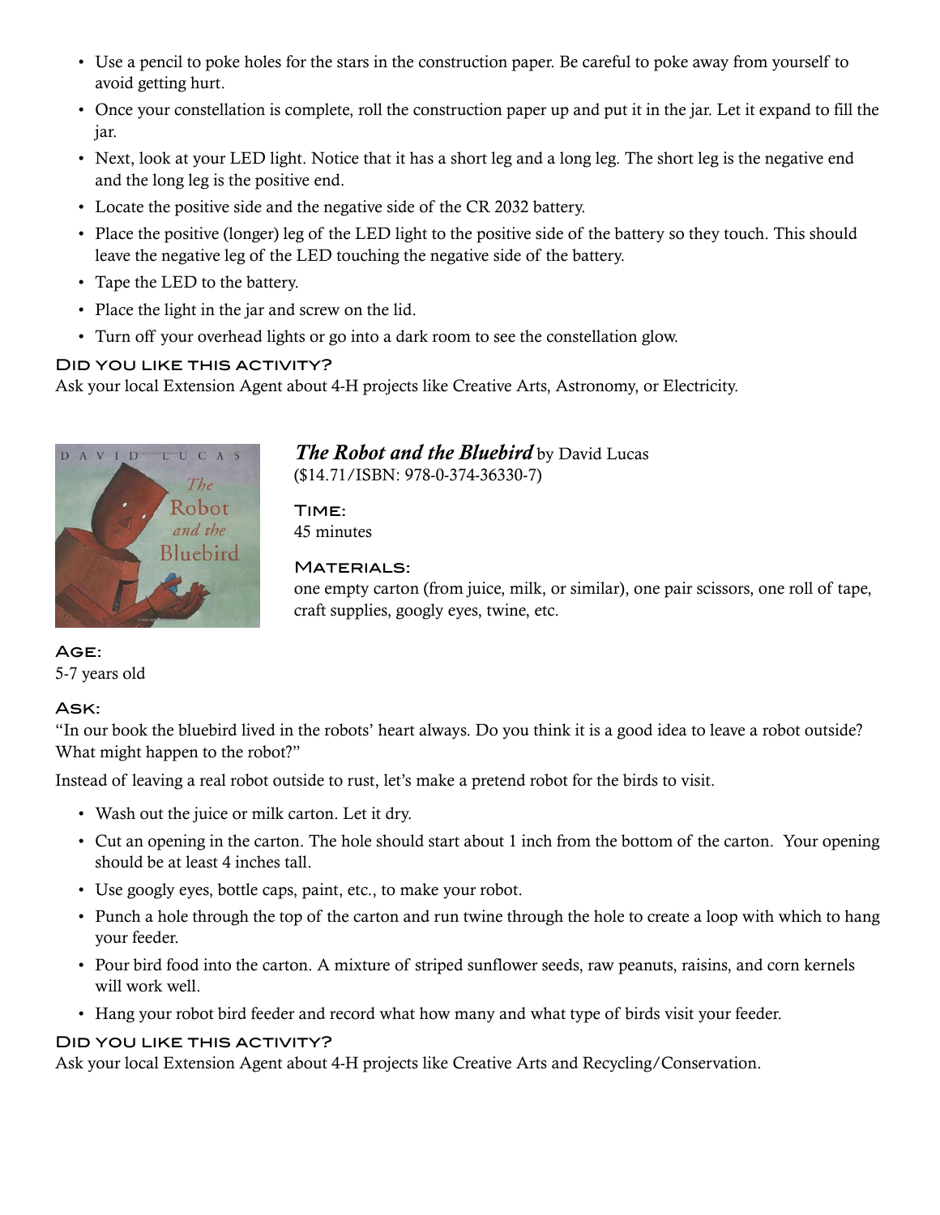- Use a pencil to poke holes for the stars in the construction paper. Be careful to poke away from yourself to avoid getting hurt.
- Once your constellation is complete, roll the construction paper up and put it in the jar. Let it expand to fill the jar.
- Next, look at your LED light. Notice that it has a short leg and a long leg. The short leg is the negative end and the long leg is the positive end.
- Locate the positive side and the negative side of the CR 2032 battery.
- Place the positive (longer) leg of the LED light to the positive side of the battery so they touch. This should leave the negative leg of the LED touching the negative side of the battery.
- Tape the LED to the battery.
- Place the light in the jar and screw on the lid.
- Turn off your overhead lights or go into a dark room to see the constellation glow.

#### Did you like this activity?

Ask your local Extension Agent about 4-H projects like Creative Arts, Astronomy, or Electricity.

## ***The Robot and the Bluebird*** by David Lucas

($14.71/ISBN: 978-0-374-36330-7)

#### Time:

45 minutes

#### Materials:

one empty carton (from juice, milk, or similar), one pair scissors, one roll of tape, craft supplies, googly eyes, twine, etc.

#### Age:

5-7 years old

#### Ask:

"In our book the bluebird lived in the robots' heart always. Do you think it is a good idea to leave a robot outside? What might happen to the robot?"

Instead of leaving a real robot outside to rust, let's make a pretend robot for the birds to visit.

- Wash out the juice or milk carton. Let it dry.
- Cut an opening in the carton. The hole should start about 1 inch from the bottom of the carton. Your opening should be at least 4 inches tall.
- Use googly eyes, bottle caps, paint, etc., to make your robot.
- Punch a hole through the top of the carton and run twine through the hole to create a loop with which to hang your feeder.
- Pour bird food into the carton. A mixture of striped sunflower seeds, raw peanuts, raisins, and corn kernels will work well.
- Hang your robot bird feeder and record what how many and what type of birds visit your feeder.

#### Did you like this activity?

Ask your local Extension Agent about 4-H projects like Creative Arts and Recycling/Conservation.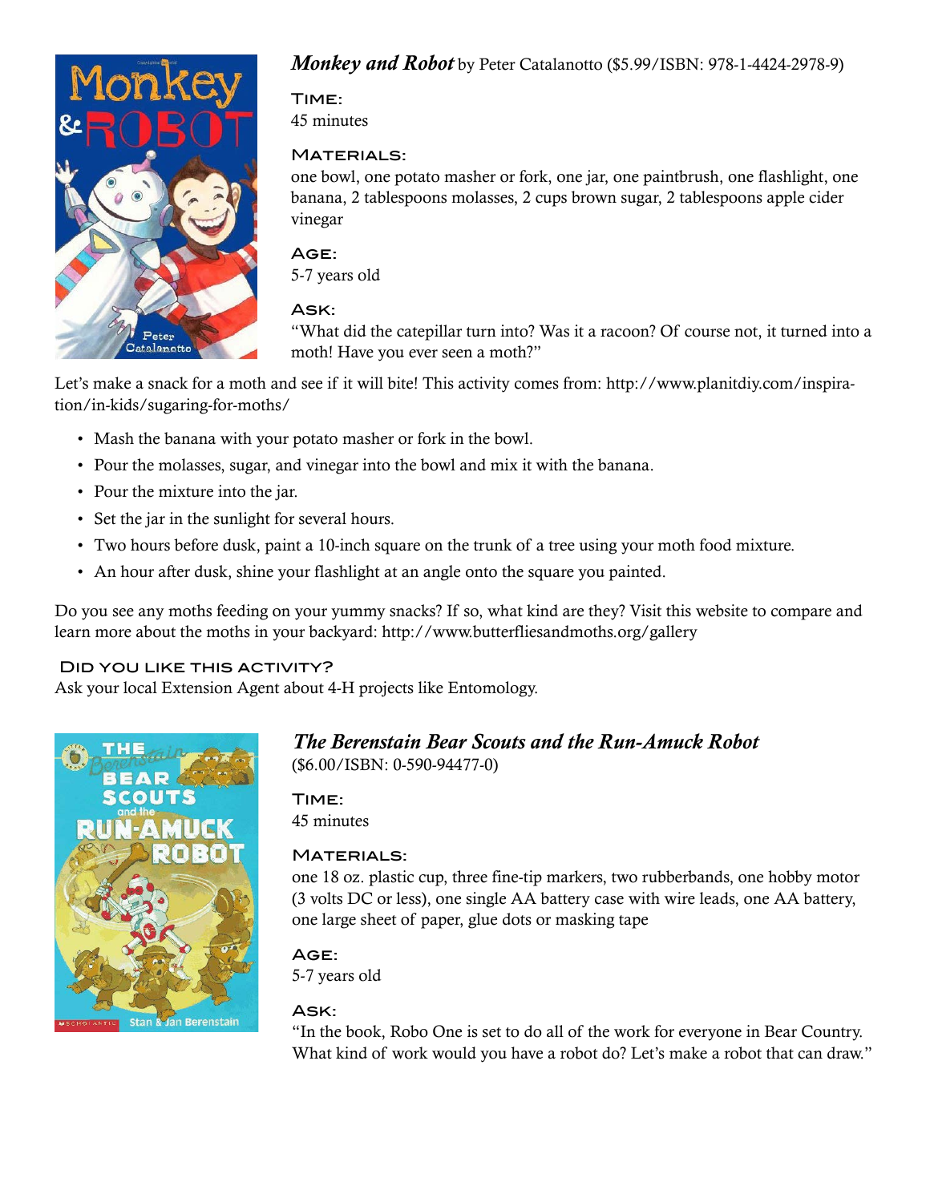## *Monkey and Robot* by Peter Catalanotto ($5.99/ISBN: 978-1-4424-2978-9)

### Time:
45 minutes

### Materials:
one bowl, one potato masher or fork, one jar, one paintbrush, one flashlight, one banana, 2 tablespoons molasses, 2 cups brown sugar, 2 tablespoons apple cider vinegar

### Age:
5-7 years old

### Ask:
"What did the catepillar turn into? Was it a racoon? Of course not, it turned into a moth! Have you ever seen a moth?"

Let's make a snack for a moth and see if it will bite! This activity comes from: http://www.planitdiy.com/inspiration/in-kids/sugaring-for-moths/

- Mash the banana with your potato masher or fork in the bowl.
- Pour the molasses, sugar, and vinegar into the bowl and mix it with the banana.
- Pour the mixture into the jar.
- Set the jar in the sunlight for several hours.
- Two hours before dusk, paint a 10-inch square on the trunk of a tree using your moth food mixture.
- An hour after dusk, shine your flashlight at an angle onto the square you painted.

Do you see any moths feeding on your yummy snacks? If so, what kind are they? Visit this website to compare and learn more about the moths in your backyard: http://www.butterfliesandmoths.org/gallery

### Did you like this activity?
Ask your local Extension Agent about 4-H projects like Entomology.

## *The Berenstain Bear Scouts and the Run-Amuck Robot*
($6.00/ISBN: 0-590-94477-0)

### Time:
45 minutes

### Materials:
one 18 oz. plastic cup, three fine-tip markers, two rubberbands, one hobby motor (3 volts DC or less), one single AA battery case with wire leads, one AA battery, one large sheet of paper, glue dots or masking tape

### Age:
5-7 years old

### Ask:
"In the book, Robo One is set to do all of the work for everyone in Bear Country. What kind of work would you have a robot do? Let's make a robot that can draw."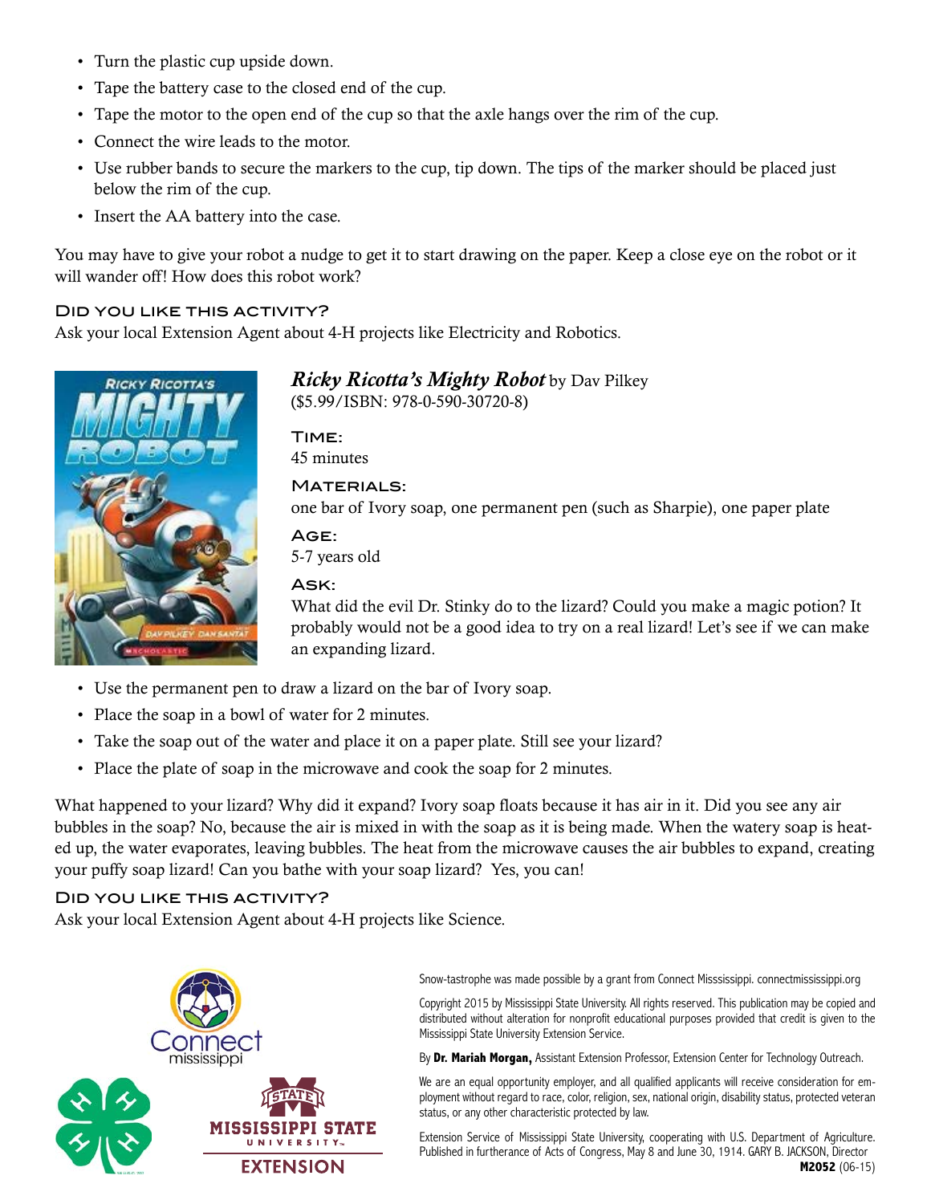- Turn the plastic cup upside down.
- Tape the battery case to the closed end of the cup.
- Tape the motor to the open end of the cup so that the axle hangs over the rim of the cup.
- Connect the wire leads to the motor.
- Use rubber bands to secure the markers to the cup, tip down. The tips of the marker should be placed just below the rim of the cup.
- Insert the AA battery into the case.

You may have to give your robot a nudge to get it to start drawing on the paper. Keep a close eye on the robot or it will wander off! How does this robot work?

### Did you like this activity?

Ask your local Extension Agent about 4-H projects like Electricity and Robotics.

## *Ricky Ricotta's Mighty Robot* by Dav Pilkey

($5.99/ISBN: 978-0-590-30720-8)

### Time:

45 minutes

### Materials:

one bar of Ivory soap, one permanent pen (such as Sharpie), one paper plate

### Age:

5-7 years old

### Ask:

What did the evil Dr. Stinky do to the lizard? Could you make a magic potion? It probably would not be a good idea to try on a real lizard! Let's see if we can make an expanding lizard.

- Use the permanent pen to draw a lizard on the bar of Ivory soap.
- Place the soap in a bowl of water for 2 minutes.
- Take the soap out of the water and place it on a paper plate. Still see your lizard?
- Place the plate of soap in the microwave and cook the soap for 2 minutes.

What happened to your lizard? Why did it expand? Ivory soap floats because it has air in it. Did you see any air bubbles in the soap? No, because the air is mixed in with the soap as it is being made. When the watery soap is heated up, the water evaporates, leaving bubbles. The heat from the microwave causes the air bubbles to expand, creating your puffy soap lizard! Can you bathe with your soap lizard? Yes, you can!

### Did you like this activity?

Ask your local Extension Agent about 4-H projects like Science.

Snow-tastrophe was made possible by a grant from Connect Misssissippi. connectmississippi.org

Copyright 2015 by Mississippi State University. All rights reserved. This publication may be copied and distributed without alteration for nonprofit educational purposes provided that credit is given to the Mississippi State University Extension Service.

By **Dr. Mariah Morgan,** Assistant Extension Professor, Extension Center for Technology Outreach.

We are an equal opportunity employer, and all qualified applicants will receive consideration for employment without regard to race, color, religion, sex, national origin, disability status, protected veteran status, or any other characteristic protected by law.

Extension Service of Mississippi State University, cooperating with U.S. Department of Agriculture. Published in furtherance of Acts of Congress, May 8 and June 30, 1914. GARY B. JACKSON, Director

**M2052** (06-15)